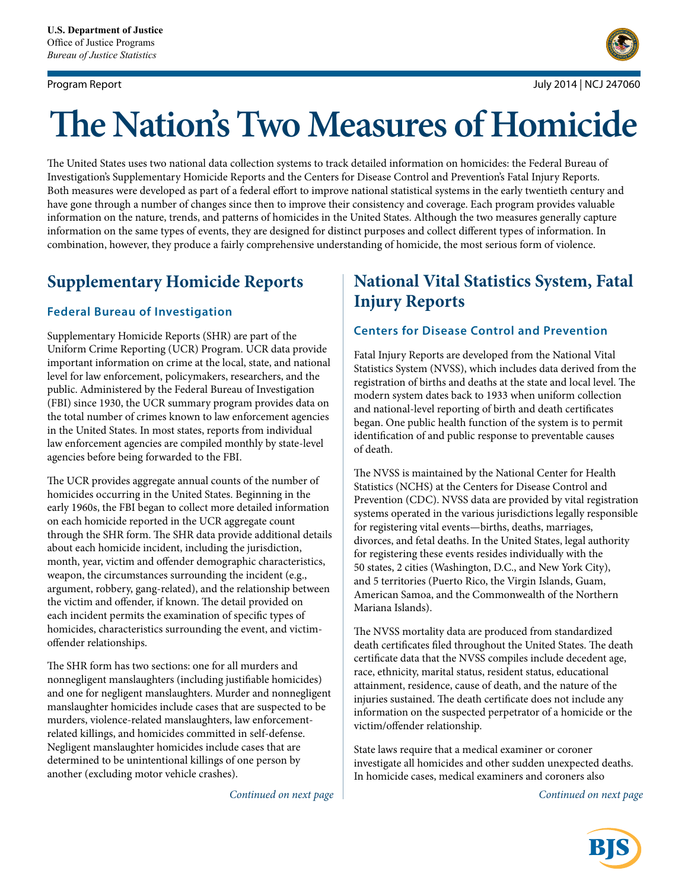U.S. Department of Justice
Office of Justice Programs
*Bureau of Justice Statistics*

Program Report

July 2014 | NCJ 247060

# The Nation's Two Measures of Homicide

The United States uses two national data collection systems to track detailed information on homicides: the Federal Bureau of Investigation's Supplementary Homicide Reports and the Centers for Disease Control and Prevention's Fatal Injury Reports. Both measures were developed as part of a federal effort to improve national statistical systems in the early twentieth century and have gone through a number of changes since then to improve their consistency and coverage. Each program provides valuable information on the nature, trends, and patterns of homicides in the United States. Although the two measures generally capture information on the same types of events, they are designed for distinct purposes and collect different types of information. In combination, however, they produce a fairly comprehensive understanding of homicide, the most serious form of violence.

## Supplementary Homicide Reports

### Federal Bureau of Investigation

Supplementary Homicide Reports (SHR) are part of the Uniform Crime Reporting (UCR) Program. UCR data provide important information on crime at the local, state, and national level for law enforcement, policymakers, researchers, and the public. Administered by the Federal Bureau of Investigation (FBI) since 1930, the UCR summary program provides data on the total number of crimes known to law enforcement agencies in the United States. In most states, reports from individual law enforcement agencies are compiled monthly by state-level agencies before being forwarded to the FBI.

The UCR provides aggregate annual counts of the number of homicides occurring in the United States. Beginning in the early 1960s, the FBI began to collect more detailed information on each homicide reported in the UCR aggregate count through the SHR form. The SHR data provide additional details about each homicide incident, including the jurisdiction, month, year, victim and offender demographic characteristics, weapon, the circumstances surrounding the incident (e.g., argument, robbery, gang-related), and the relationship between the victim and offender, if known. The detail provided on each incident permits the examination of specific types of homicides, characteristics surrounding the event, and victim-offender relationships.

The SHR form has two sections: one for all murders and nonnegligent manslaughters (including justifiable homicides) and one for negligent manslaughters. Murder and nonnegligent manslaughter homicides include cases that are suspected to be murders, violence-related manslaughters, law enforcement-related killings, and homicides committed in self-defense. Negligent manslaughter homicides include cases that are determined to be unintentional killings of one person by another (excluding motor vehicle crashes).

*Continued on next page*

## National Vital Statistics System, Fatal Injury Reports

### Centers for Disease Control and Prevention

Fatal Injury Reports are developed from the National Vital Statistics System (NVSS), which includes data derived from the registration of births and deaths at the state and local level. The modern system dates back to 1933 when uniform collection and national-level reporting of birth and death certificates began. One public health function of the system is to permit identification of and public response to preventable causes of death.

The NVSS is maintained by the National Center for Health Statistics (NCHS) at the Centers for Disease Control and Prevention (CDC). NVSS data are provided by vital registration systems operated in the various jurisdictions legally responsible for registering vital events—births, deaths, marriages, divorces, and fetal deaths. In the United States, legal authority for registering these events resides individually with the 50 states, 2 cities (Washington, D.C., and New York City), and 5 territories (Puerto Rico, the Virgin Islands, Guam, American Samoa, and the Commonwealth of the Northern Mariana Islands).

The NVSS mortality data are produced from standardized death certificates filed throughout the United States. The death certificate data that the NVSS compiles include decedent age, race, ethnicity, marital status, resident status, educational attainment, residence, cause of death, and the nature of the injuries sustained. The death certificate does not include any information on the suspected perpetrator of a homicide or the victim/offender relationship.

State laws require that a medical examiner or coroner investigate all homicides and other sudden unexpected deaths. In homicide cases, medical examiners and coroners also

*Continued on next page*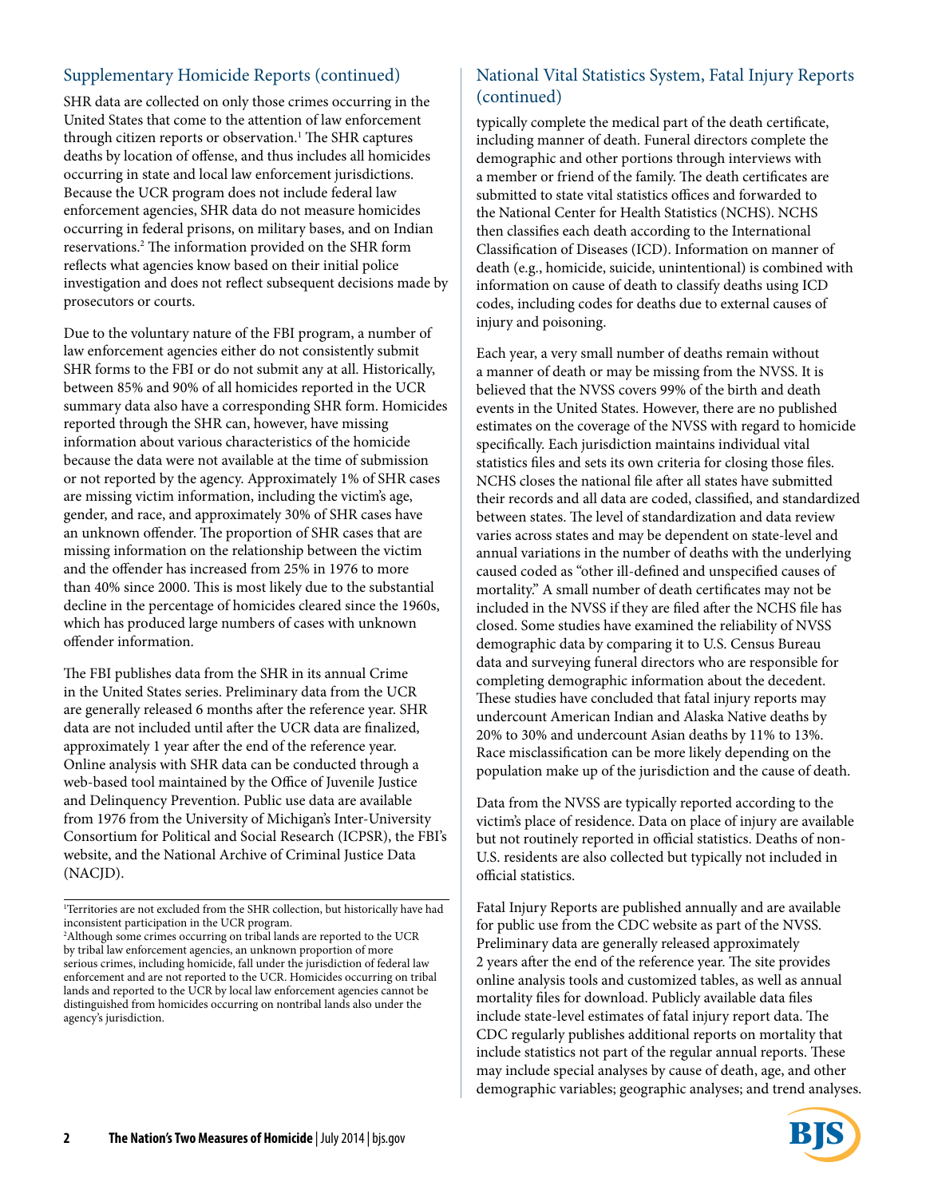## Supplementary Homicide Reports (continued)

SHR data are collected on only those crimes occurring in the United States that come to the attention of law enforcement through citizen reports or observation.[1] The SHR captures deaths by location of offense, and thus includes all homicides occurring in state and local law enforcement jurisdictions. Because the UCR program does not include federal law enforcement agencies, SHR data do not measure homicides occurring in federal prisons, on military bases, and on Indian reservations.[2] The information provided on the SHR form reflects what agencies know based on their initial police investigation and does not reflect subsequent decisions made by prosecutors or courts.

Due to the voluntary nature of the FBI program, a number of law enforcement agencies either do not consistently submit SHR forms to the FBI or do not submit any at all. Historically, between 85% and 90% of all homicides reported in the UCR summary data also have a corresponding SHR form. Homicides reported through the SHR can, however, have missing information about various characteristics of the homicide because the data were not available at the time of submission or not reported by the agency. Approximately 1% of SHR cases are missing victim information, including the victim's age, gender, and race, and approximately 30% of SHR cases have an unknown offender. The proportion of SHR cases that are missing information on the relationship between the victim and the offender has increased from 25% in 1976 to more than 40% since 2000. This is most likely due to the substantial decline in the percentage of homicides cleared since the 1960s, which has produced large numbers of cases with unknown offender information.

The FBI publishes data from the SHR in its annual Crime in the United States series. Preliminary data from the UCR are generally released 6 months after the reference year. SHR data are not included until after the UCR data are finalized, approximately 1 year after the end of the reference year. Online analysis with SHR data can be conducted through a web-based tool maintained by the Office of Juvenile Justice and Delinquency Prevention. Public use data are available from 1976 from the University of Michigan's Inter-University Consortium for Political and Social Research (ICPSR), the FBI's website, and the National Archive of Criminal Justice Data (NACJD).

[1]Territories are not excluded from the SHR collection, but historically have had inconsistent participation in the UCR program.

[2]Although some crimes occurring on tribal lands are reported to the UCR by tribal law enforcement agencies, an unknown proportion of more serious crimes, including homicide, fall under the jurisdiction of federal law enforcement and are not reported to the UCR. Homicides occurring on tribal lands and reported to the UCR by local law enforcement agencies cannot be distinguished from homicides occurring on nontribal lands also under the agency's jurisdiction.

## National Vital Statistics System, Fatal Injury Reports (continued)

typically complete the medical part of the death certificate, including manner of death. Funeral directors complete the demographic and other portions through interviews with a member or friend of the family. The death certificates are submitted to state vital statistics offices and forwarded to the National Center for Health Statistics (NCHS). NCHS then classifies each death according to the International Classification of Diseases (ICD). Information on manner of death (e.g., homicide, suicide, unintentional) is combined with information on cause of death to classify deaths using ICD codes, including codes for deaths due to external causes of injury and poisoning.

Each year, a very small number of deaths remain without a manner of death or may be missing from the NVSS. It is believed that the NVSS covers 99% of the birth and death events in the United States. However, there are no published estimates on the coverage of the NVSS with regard to homicide specifically. Each jurisdiction maintains individual vital statistics files and sets its own criteria for closing those files. NCHS closes the national file after all states have submitted their records and all data are coded, classified, and standardized between states. The level of standardization and data review varies across states and may be dependent on state-level and annual variations in the number of deaths with the underlying caused coded as "other ill-defined and unspecified causes of mortality." A small number of death certificates may not be included in the NVSS if they are filed after the NCHS file has closed. Some studies have examined the reliability of NVSS demographic data by comparing it to U.S. Census Bureau data and surveying funeral directors who are responsible for completing demographic information about the decedent. These studies have concluded that fatal injury reports may undercount American Indian and Alaska Native deaths by 20% to 30% and undercount Asian deaths by 11% to 13%. Race misclassification can be more likely depending on the population make up of the jurisdiction and the cause of death.

Data from the NVSS are typically reported according to the victim's place of residence. Data on place of injury are available but not routinely reported in official statistics. Deaths of non-U.S. residents are also collected but typically not included in official statistics.

Fatal Injury Reports are published annually and are available for public use from the CDC website as part of the NVSS. Preliminary data are generally released approximately 2 years after the end of the reference year. The site provides online analysis tools and customized tables, as well as annual mortality files for download. Publicly available data files include state-level estimates of fatal injury report data. The CDC regularly publishes additional reports on mortality that include statistics not part of the regular annual reports. These may include special analyses by cause of death, age, and other demographic variables; geographic analyses; and trend analyses.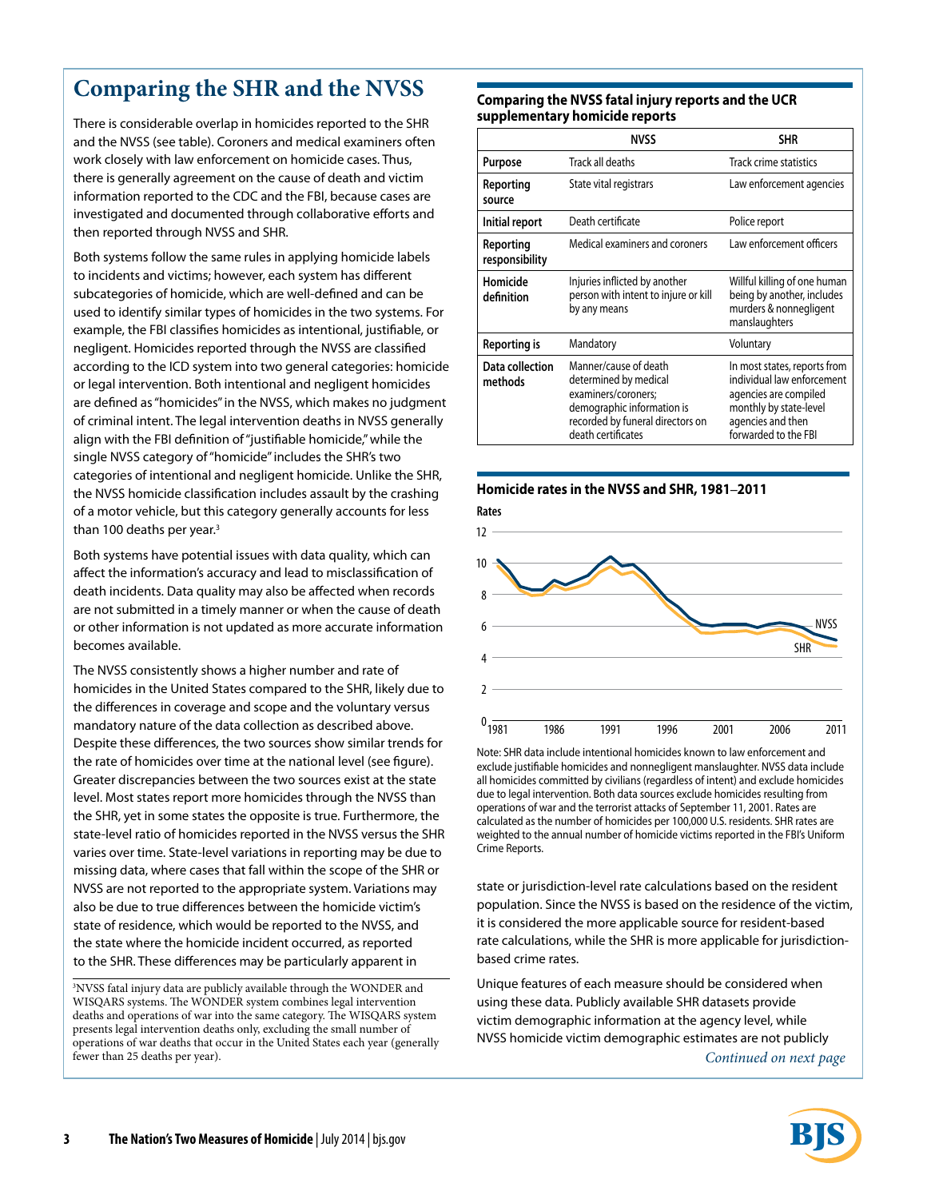## Comparing the SHR and the NVSS

There is considerable overlap in homicides reported to the SHR and the NVSS (see table). Coroners and medical examiners often work closely with law enforcement on homicide cases. Thus, there is generally agreement on the cause of death and victim information reported to the CDC and the FBI, because cases are investigated and documented through collaborative efforts and then reported through NVSS and SHR.

Both systems follow the same rules in applying homicide labels to incidents and victims; however, each system has different subcategories of homicide, which are well-defined and can be used to identify similar types of homicides in the two systems. For example, the FBI classifies homicides as intentional, justifiable, or negligent. Homicides reported through the NVSS are classified according to the ICD system into two general categories: homicide or legal intervention. Both intentional and negligent homicides are defined as "homicides" in the NVSS, which makes no judgment of criminal intent. The legal intervention deaths in NVSS generally align with the FBI definition of "justifiable homicide," while the single NVSS category of "homicide" includes the SHR's two categories of intentional and negligent homicide. Unlike the SHR, the NVSS homicide classification includes assault by the crashing of a motor vehicle, but this category generally accounts for less than 100 deaths per year.[3]

Both systems have potential issues with data quality, which can affect the information's accuracy and lead to misclassification of death incidents. Data quality may also be affected when records are not submitted in a timely manner or when the cause of death or other information is not updated as more accurate information becomes available.

The NVSS consistently shows a higher number and rate of homicides in the United States compared to the SHR, likely due to the differences in coverage and scope and the voluntary versus mandatory nature of the data collection as described above. Despite these differences, the two sources show similar trends for the rate of homicides over time at the national level (see figure). Greater discrepancies between the two sources exist at the state level. Most states report more homicides through the NVSS than the SHR, yet in some states the opposite is true. Furthermore, the state-level ratio of homicides reported in the NVSS versus the SHR varies over time. State-level variations in reporting may be due to missing data, where cases that fall within the scope of the SHR or NVSS are not reported to the appropriate system. Variations may also be due to true differences between the homicide victim's state of residence, which would be reported to the NVSS, and the state where the homicide incident occurred, as reported to the SHR. These differences may be particularly apparent in state or jurisdiction-level rate calculations based on the resident population. Since the NVSS is based on the residence of the victim, it is considered the more applicable source for resident-based rate calculations, while the SHR is more applicable for jurisdiction-based crime rates.

Unique features of each measure should be considered when using these data. Publicly available SHR datasets provide victim demographic information at the agency level, while NVSS homicide victim demographic estimates are not publicly

*Continued on next page*

[3]NVSS fatal injury data are publicly available through the WONDER and WISQARS systems. The WONDER system combines legal intervention deaths and operations of war into the same category. The WISQARS system presents legal intervention deaths only, excluding the small number of operations of war deaths that occur in the United States each year (generally fewer than 25 deaths per year).

**Comparing the NVSS fatal injury reports and the UCR supplementary homicide reports**

| | NVSS | SHR |
|---|---|---|
| **Purpose** | Track all deaths | Track crime statistics |
| **Reporting source** | State vital registrars | Law enforcement agencies |
| **Initial report** | Death certificate | Police report |
| **Reporting responsibility** | Medical examiners and coroners | Law enforcement officers |
| **Homicide definition** | Injuries inflicted by another person with intent to injure or kill by any means | Willful killing of one human being by another, includes murders & nonnegligent manslaughters |
| **Reporting is** | Mandatory | Voluntary |
| **Data collection methods** | Manner/cause of death determined by medical examiners/coroners; demographic information is recorded by funeral directors on death certificates | In most states, reports from individual law enforcement agencies are compiled monthly by state-level agencies and then forwarded to the FBI |

**Homicide rates in the NVSS and SHR, 1981–2011**

Note: SHR data include intentional homicides known to law enforcement and exclude justifiable homicides and nonnegligent manslaughter. NVSS data include all homicides committed by civilians (regardless of intent) and exclude homicides due to legal intervention. Both data sources exclude homicides resulting from operations of war and the terrorist attacks of September 11, 2001. Rates are calculated as the number of homicides per 100,000 U.S. residents. SHR rates are weighted to the annual number of homicide victims reported in the FBI's Uniform Crime Reports.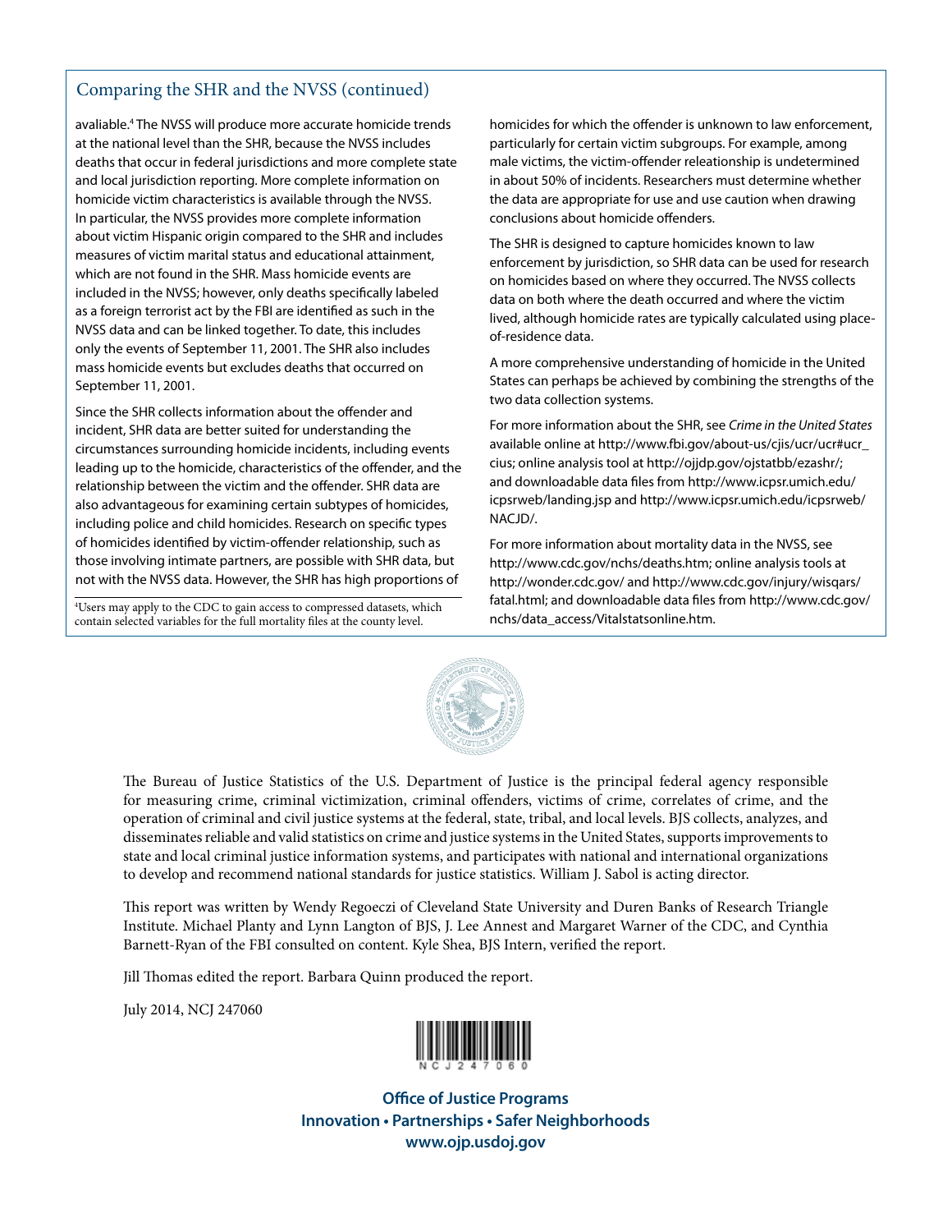## Comparing the SHR and the NVSS (continued)

avaliable.[4] The NVSS will produce more accurate homicide trends at the national level than the SHR, because the NVSS includes deaths that occur in federal jurisdictions and more complete state and local jurisdiction reporting. More complete information on homicide victim characteristics is available through the NVSS. In particular, the NVSS provides more complete information about victim Hispanic origin compared to the SHR and includes measures of victim marital status and educational attainment, which are not found in the SHR. Mass homicide events are included in the NVSS; however, only deaths specifically labeled as a foreign terrorist act by the FBI are identified as such in the NVSS data and can be linked together. To date, this includes only the events of September 11, 2001. The SHR also includes mass homicide events but excludes deaths that occurred on September 11, 2001.

Since the SHR collects information about the offender and incident, SHR data are better suited for understanding the circumstances surrounding homicide incidents, including events leading up to the homicide, characteristics of the offender, and the relationship between the victim and the offender. SHR data are also advantageous for examining certain subtypes of homicides, including police and child homicides. Research on specific types of homicides identified by victim-offender relationship, such as those involving intimate partners, are possible with SHR data, but not with the NVSS data. However, the SHR has high proportions of homicides for which the offender is unknown to law enforcement, particularly for certain victim subgroups. For example, among male victims, the victim-offender releationship is undetermined in about 50% of incidents. Researchers must determine whether the data are appropriate for use and use caution when drawing conclusions about homicide offenders.

The SHR is designed to capture homicides known to law enforcement by jurisdiction, so SHR data can be used for research on homicides based on where they occurred. The NVSS collects data on both where the death occurred and where the victim lived, although homicide rates are typically calculated using place-of-residence data.

A more comprehensive understanding of homicide in the United States can perhaps be achieved by combining the strengths of the two data collection systems.

For more information about the SHR, see *Crime in the United States* available online at http://www.fbi.gov/about-us/cjis/ucr/ucr#ucr_cius; online analysis tool at http://ojjdp.gov/ojstatbb/ezashr/; and downloadable data files from http://www.icpsr.umich.edu/icpsrweb/landing.jsp and http://www.icpsr.umich.edu/icpsrweb/NACJD/.

For more information about mortality data in the NVSS, see http://www.cdc.gov/nchs/deaths.htm; online analysis tools at http://wonder.cdc.gov/ and http://www.cdc.gov/injury/wisqars/fatal.html; and downloadable data files from http://www.cdc.gov/nchs/data_access/Vitalstatsonline.htm.

[4]Users may apply to the CDC to gain access to compressed datasets, which contain selected variables for the full mortality files at the county level.

The Bureau of Justice Statistics of the U.S. Department of Justice is the principal federal agency responsible for measuring crime, criminal victimization, criminal offenders, victims of crime, correlates of crime, and the operation of criminal and civil justice systems at the federal, state, tribal, and local levels. BJS collects, analyzes, and disseminates reliable and valid statistics on crime and justice systems in the United States, supports improvements to state and local criminal justice information systems, and participates with national and international organizations to develop and recommend national standards for justice statistics. William J. Sabol is acting director.

This report was written by Wendy Regoeczi of Cleveland State University and Duren Banks of Research Triangle Institute. Michael Planty and Lynn Langton of BJS, J. Lee Annest and Margaret Warner of the CDC, and Cynthia Barnett-Ryan of the FBI consulted on content. Kyle Shea, BJS Intern, verified the report.

Jill Thomas edited the report. Barbara Quinn produced the report.

July 2014, NCJ 247060

NCJ 247060

**Office of Justice Programs**
**Innovation • Partnerships • Safer Neighborhoods**
**www.ojp.usdoj.gov**